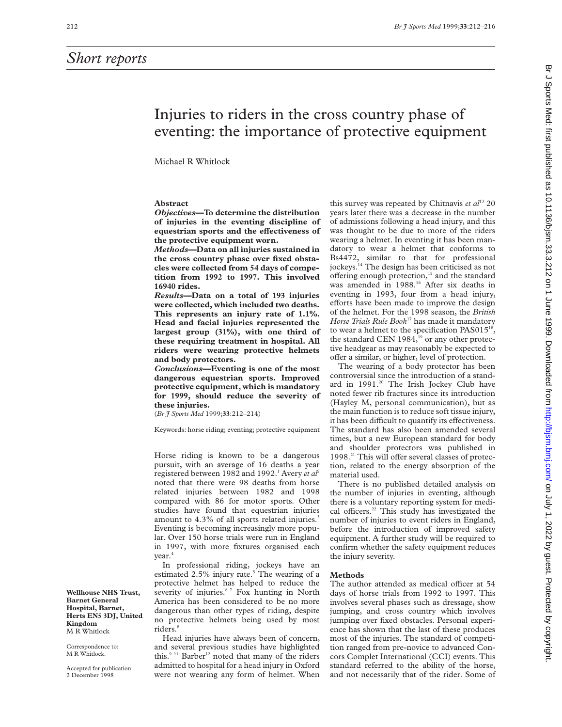# Short reports

# Injuries to riders in the cross country phase of eventing: the importance of protective equipment

Michael R Whitlock

**Wellhouse NHS Trust, Barnet General Hospital, Barnet, Herts EN5 3DJ, United Kingdom**
M R Whitlock

Correspondence to:
M R Whitlock.

Accepted for publication
2 December 1998

## Abstract

***Objectives*—To determine the distribution of injuries in the eventing discipline of equestrian sports and the effectiveness of the protective equipment worn.**

***Methods*—Data on all injuries sustained in the cross country phase over fixed obstacles were collected from 54 days of competition from 1992 to 1997. This involved 16940 rides.**

***Results*—Data on a total of 193 injuries were collected, which included two deaths. This represents an injury rate of 1.1%. Head and facial injuries represented the largest group (31%), with one third of these requiring treatment in hospital. All riders were wearing protective helmets and body protectors.**

***Conclusions*—Eventing is one of the most dangerous equestrian sports. Improved protective equipment, which is mandatory for 1999, should reduce the severity of these injuries.**

(*Br J Sports Med* 1999;**33**:212–214)

Keywords: horse riding; eventing; protective equipment

Horse riding is known to be a dangerous pursuit, with an average of 16 deaths a year registered between 1982 and 1992.[1] Avery *et al*[2] noted that there were 98 deaths from horse related injuries between 1982 and 1998 compared with 86 for motor sports. Other studies have found that equestrian injuries amount to 4.3% of all sports related injuries.[3] Eventing is becoming increasingly more popular. Over 150 horse trials were run in England in 1997, with more fixtures organised each year.[4]

In professional riding, jockeys have an estimated 2.5% injury rate.[5] The wearing of a protective helmet has helped to reduce the severity of injuries.[6 7] Fox hunting in North America has been considered to be no more dangerous than other types of riding, despite no protective helmets being used by most riders.[8]

Head injuries have always been of concern, and several previous studies have highlighted this.[9–11] Barber[12] noted that many of the riders admitted to hospital for a head injury in Oxford were not wearing any form of helmet. When this survey was repeated by Chitnavis *et al*[13] 20 years later there was a decrease in the number of admissions following a head injury, and this was thought to be due to more of the riders wearing a helmet. In eventing it has been mandatory to wear a helmet that conforms to Bs4472, similar to that for professional jockeys.[14] The design has been criticised as not offering enough protection,[15] and the standard was amended in 1988.[16] After six deaths in eventing in 1993, four from a head injury, efforts have been made to improve the design of the helmet. For the 1998 season, the *British Horse Trials Rule Book*[17] has made it mandatory to wear a helmet to the specification PAS015[18], the standard CEN 1984,[19] or any other protective headgear as may reasonably be expected to offer a similar, or higher, level of protection.

The wearing of a body protector has been controversial since the introduction of a standard in 1991.[20] The Irish Jockey Club have noted fewer rib fractures since its introduction (Hayley M, personal communication), but as the main function is to reduce soft tissue injury, it has been difficult to quantify its effectiveness. The standard has also been amended several times, but a new European standard for body and shoulder protectors was published in 1998.[21] This will offer several classes of protection, related to the energy absorption of the material used.

There is no published detailed analysis on the number of injuries in eventing, although there is a voluntary reporting system for medical officers.[22] This study has investigated the number of injuries to event riders in England, before the introduction of improved safety equipment. A further study will be required to confirm whether the safety equipment reduces the injury severity.

## Methods

The author attended as medical officer at 54 days of horse trials from 1992 to 1997. This involves several phases such as dressage, show jumping, and cross country which involves jumping over fixed obstacles. Personal experience has shown that the last of these produces most of the injuries. The standard of competition ranged from pre-novice to advanced Concors Complet International (CCI) events. This standard referred to the ability of the horse, and not necessarily that of the rider. Some of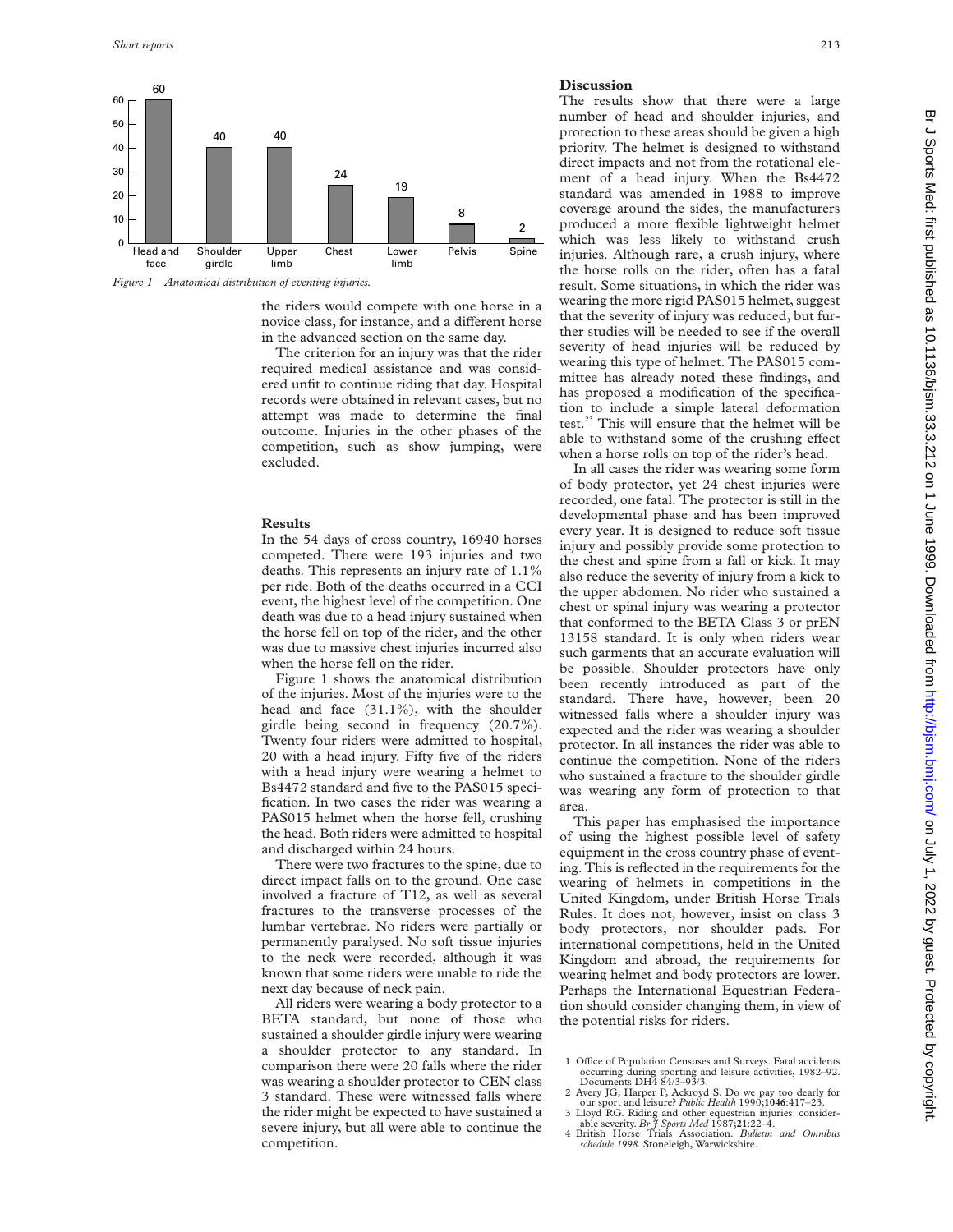Figure 1 Anatomical distribution of eventing injuries.

the riders would compete with one horse in a novice class, for instance, and a different horse in the advanced section on the same day.

The criterion for an injury was that the rider required medical assistance and was considered unfit to continue riding that day. Hospital records were obtained in relevant cases, but no attempt was made to determine the final outcome. Injuries in the other phases of the competition, such as show jumping, were excluded.

## Results

In the 54 days of cross country, 16940 horses competed. There were 193 injuries and two deaths. This represents an injury rate of 1.1% per ride. Both of the deaths occurred in a CCI event, the highest level of the competition. One death was due to a head injury sustained when the horse fell on top of the rider, and the other was due to massive chest injuries incurred also when the horse fell on the rider.

Figure 1 shows the anatomical distribution of the injuries. Most of the injuries were to the head and face (31.1%), with the shoulder girdle being second in frequency (20.7%). Twenty four riders were admitted to hospital, 20 with a head injury. Fifty five of the riders with a head injury were wearing a helmet to Bs4472 standard and five to the PAS015 specification. In two cases the rider was wearing a PAS015 helmet when the horse fell, crushing the head. Both riders were admitted to hospital and discharged within 24 hours.

There were two fractures to the spine, due to direct impact falls on to the ground. One case involved a fracture of T12, as well as several fractures to the transverse processes of the lumbar vertebrae. No riders were partially or permanently paralysed. No soft tissue injuries to the neck were recorded, although it was known that some riders were unable to ride the next day because of neck pain.

All riders were wearing a body protector to a BETA standard, but none of those who sustained a shoulder girdle injury were wearing a shoulder protector to any standard. In comparison there were 20 falls where the rider was wearing a shoulder protector to CEN class 3 standard. These were witnessed falls where the rider might be expected to have sustained a severe injury, but all were able to continue the competition.

## Discussion

The results show that there were a large number of head and shoulder injuries, and protection to these areas should be given a high priority. The helmet is designed to withstand direct impacts and not from the rotational element of a head injury. When the Bs4472 standard was amended in 1988 to improve coverage around the sides, the manufacturers produced a more flexible lightweight helmet which was less likely to withstand crush injuries. Although rare, a crush injury, where the horse rolls on the rider, often has a fatal result. Some situations, in which the rider was wearing the more rigid PAS015 helmet, suggest that the severity of injury was reduced, but further studies will be needed to see if the overall severity of head injuries will be reduced by wearing this type of helmet. The PAS015 committee has already noted these findings, and has proposed a modification of the specification to include a simple lateral deformation test.[23] This will ensure that the helmet will be able to withstand some of the crushing effect when a horse rolls on top of the rider's head.

In all cases the rider was wearing some form of body protector, yet 24 chest injuries were recorded, one fatal. The protector is still in the developmental phase and has been improved every year. It is designed to reduce soft tissue injury and possibly provide some protection to the chest and spine from a fall or kick. It may also reduce the severity of injury from a kick to the upper abdomen. No rider who sustained a chest or spinal injury was wearing a protector that conformed to the BETA Class 3 or prEN 13158 standard. It is only when riders wear such garments that an accurate evaluation will be possible. Shoulder protectors have only been recently introduced as part of the standard. There have, however, been 20 witnessed falls where a shoulder injury was expected and the rider was wearing a shoulder protector. In all instances the rider was able to continue the competition. None of the riders who sustained a fracture to the shoulder girdle was wearing any form of protection to that area.

This paper has emphasised the importance of using the highest possible level of safety equipment in the cross country phase of eventing. This is reflected in the requirements for the wearing of helmets in competitions in the United Kingdom, under British Horse Trials Rules. It does not, however, insist on class 3 body protectors, nor shoulder pads. For international competitions, held in the United Kingdom and abroad, the requirements for wearing helmet and body protectors are lower. Perhaps the International Equestrian Federation should consider changing them, in view of the potential risks for riders.

1 Office of Population Censuses and Surveys. Fatal accidents occurring during sporting and leisure activities, 1982–92. Documents DH4 84/3–93/3.
2 Avery JG, Harper P, Ackroyd S. Do we pay too dearly for our sport and leisure? *Public Health* 1990;**1046**:417–23.
3 Lloyd RG. Riding and other equestrian injuries: considerable severity. *Br J Sports Med* 1987;**21**:22–4.
4 British Horse Trials Association. *Bulletin and Omnibus schedule 1998*. Stoneleigh, Warwickshire.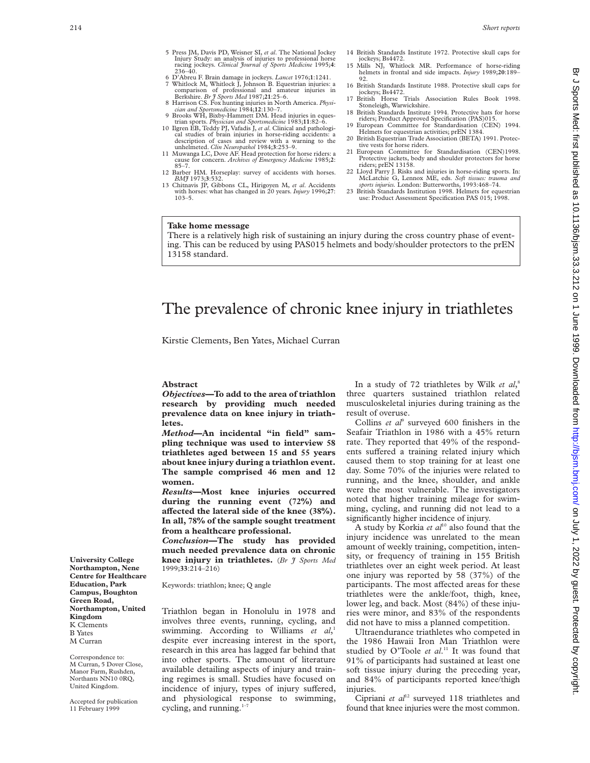5 Press JM, Davis PD, Weisner SI, *et al*. The National Jockey Injury Study: an analysis of injuries to professional horse racing jockeys. *Clinical Journal of Sports Medicine* 1995;**4**: 236–40.
6 D'Abreu F. Brain damage in jockeys. *Lancet* 1976;**1**:1241.
7 Whitlock M, Whitlock J, Johnson B. Equestrian injuries: a comparison of professional and amateur injuries in Berkshire. *Br J Sports Med* 1987;**21**:25–6.
8 Harrison CS. Fox hunting injuries in North America. *Physician and Sportsmedicine* 1984;**12**:130–7.
9 Brooks WH, Bixby-Hammett DM. Head injuries in equestrian sports. *Physician and Sportsmedicine* 1983;**11**:82–6.
10 Ilgren EB, Teddy PJ, Vafadis J, *et al*. Clinical and pathological studies of brain injuries in horse-riding accidents: a description of cases and review with a warning to the unhelmeted. *Clin Neuropathol* 1984;**3**:253–9.
11 Muwanga LC, Dove AF. Head protection for horse riders: a cause for concern. *Archives of Emergency Medicine* 1985;**2**: 85–7.
12 Barber HM. Horseplay: survey of accidents with horses. *BMJ* 1973;**3**:532.
13 Chitnavis JP, Gibbons CL, Hirigoyen M, *et al*. Accidents with horses: what has changed in 20 years. *Injury* 1996;**27**: 103–5.
14 British Standards Institute 1972. Protective skull caps for jockeys; Bs4472.
15 Mills NJ, Whitlock MR. Performance of horse-riding helmets in frontal and side impacts. *Injury* 1989;**20**:189–92.
16 British Standards Institute 1988. Protective skull caps for jockeys; Bs4472.
17 British Horse Trials Association Rules Book 1998. Stoneleigh, Warwickshire.
18 British Standards Institute 1994. Protective hats for horse riders; Product Approved Specification (PAS)015.
19 European Committee for Standardisation (CEN) 1994. Helmets for equestrian activities; prEN 1384.
20 British Equestrian Trade Association (BETA) 1991. Protective vests for horse riders.
21 European Committee for Standardisation (CEN)1998. Protective jackets, body and shoulder protectors for horse riders; prEN 13158.
22 Lloyd Parry J. Risks and injuries in horse-riding sports. In: McLatchie G, Lennox ME, eds. *Soft tissues: trauma and sports injuries*. London: Butterworths, 1993:468–74.
23 British Standards Institution 1998. Helmets for equestrian use: Product Assessment Specification PAS 015; 1998.

**Take home message**

There is a relatively high risk of sustaining an injury during the cross country phase of eventing. This can be reduced by using PAS015 helmets and body/shoulder protectors to the prEN 13158 standard.

# The prevalence of chronic knee injury in triathletes

Kirstie Clements, Ben Yates, Michael Curran

University College Northampton, Nene Centre for Healthcare Education, Park Campus, Boughton Green Road, Northampton, United Kingdom
K Clements
B Yates
M Curran

Correspondence to: M Curran, 5 Dover Close, Manor Farm, Rushden, Northants NN10 0RQ, United Kingdom.

Accepted for publication 11 February 1999

## Abstract

***Objectives*—To add to the area of triathlon research by providing much needed prevalence data on knee injury in triathletes.**

***Method*—An incidental "in field" sampling technique was used to interview 58 triathletes aged between 15 and 55 years about knee injury during a triathlon event. The sample comprised 46 men and 12 women.**

***Results*—Most knee injuries occurred during the running event (72%) and affected the lateral side of the knee (38%). In all, 78% of the sample sought treatment from a healthcare professional.**

***Conclusion*—The study has provided much needed prevalence data on chronic knee injury in triathletes.** (*Br J Sports Med* 1999;**33**:214–216)

Keywords: triathlon; knee; Q angle

Triathlon began in Honolulu in 1978 and involves three events, running, cycling, and swimming. According to Williams *et al*,[1] despite ever increasing interest in the sport, research in this area has lagged far behind that into other sports. The amount of literature available detailing aspects of injury and training regimes is small. Studies have focused on incidence of injury, types of injury suffered, and physiological response to swimming, cycling, and running.[1–7]

In a study of 72 triathletes by Wilk *et al*,[8] three quarters sustained triathlon related musculoskeletal injuries during training as the result of overuse.

Collins *et al*[9] surveyed 600 finishers in the Seafair Triathlon in 1986 with a 45% return rate. They reported that 49% of the respondents suffered a training related injury which caused them to stop training for at least one day. Some 70% of the injuries were related to running, and the knee, shoulder, and ankle were the most vulnerable. The investigators noted that higher training mileage for swimming, cycling, and running did not lead to a significantly higher incidence of injury.

A study by Korkia *et al*[10] also found that the injury incidence was unrelated to the mean amount of weekly training, competition, intensity, or frequency of training in 155 British triathletes over an eight week period. At least one injury was reported by 58 (37%) of the participants. The most affected areas for these triathletes were the ankle/foot, thigh, knee, lower leg, and back. Most (84%) of these injuries were minor, and 83% of the respondents did not have to miss a planned competition.

Ultraendurance triathletes who competed in the 1986 Hawaii Iron Man Triathlon were studied by O'Toole *et al*.[11] It was found that 91% of participants had sustained at least one soft tissue injury during the preceding year, and 84% of participants reported knee/thigh injuries.

Cipriani *et al*[12] surveyed 118 triathletes and found that knee injuries were the most common.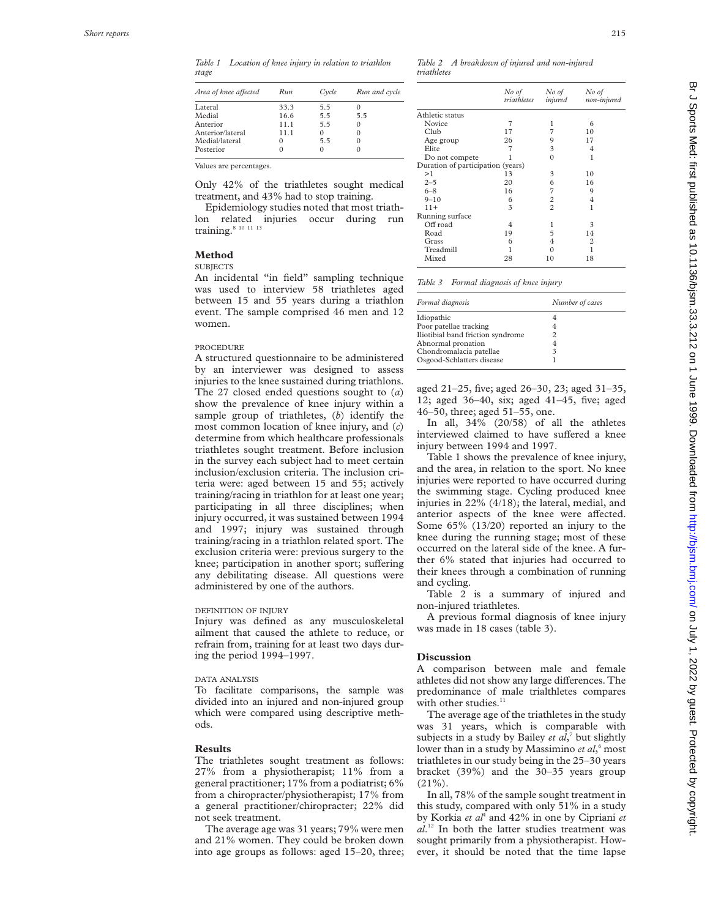Table 1 *Location of knee injury in relation to triathlon stage*

| Area of knee affected | Run | Cycle | Run and cycle |
|---|---|---|---|
| Lateral | 33.3 | 5.5 | 0 |
| Medial | 16.6 | 5.5 | 5.5 |
| Anterior | 11.1 | 5.5 | 0 |
| Anterior/lateral | 11.1 | 0 | 0 |
| Medial/lateral | 0 | 5.5 | 0 |
| Posterior | 0 | 0 | 0 |

Values are percentages.

Only 42% of the triathletes sought medical treatment, and 43% had to stop training.

Epidemiology studies noted that most triathlon related injuries occur during run training.[8 10 11 13]

## Method

### SUBJECTS

An incidental "in field" sampling technique was used to interview 58 triathletes aged between 15 and 55 years during a triathlon event. The sample comprised 46 men and 12 women.

### PROCEDURE

A structured questionnaire to be administered by an interviewer was designed to assess injuries to the knee sustained during triathlons. The 27 closed ended questions sought to (*a*) show the prevalence of knee injury within a sample group of triathletes, (*b*) identify the most common location of knee injury, and (*c*) determine from which healthcare professionals triathletes sought treatment. Before inclusion in the survey each subject had to meet certain inclusion/exclusion criteria. The inclusion criteria were: aged between 15 and 55; actively training/racing in triathlon for at least one year; participating in all three disciplines; when injury occurred, it was sustained between 1994 and 1997; injury was sustained through training/racing in a triathlon related sport. The exclusion criteria were: previous surgery to the knee; participation in another sport; suffering any debilitating disease. All questions were administered by one of the authors.

### DEFINITION OF INJURY

Injury was defined as any musculoskeletal ailment that caused the athlete to reduce, or refrain from, training for at least two days during the period 1994–1997.

### DATA ANALYSIS

To facilitate comparisons, the sample was divided into an injured and non-injured group which were compared using descriptive methods.

## Results

The triathletes sought treatment as follows: 27% from a physiotherapist; 11% from a general practitioner; 17% from a podiatrist; 6% from a chiropracter/physiotherapist; 17% from a general practitioner/chiropracter; 22% did not seek treatment.

The average age was 31 years; 79% were men and 21% women. They could be broken down into age groups as follows: aged 15–20, three; aged 21–25, five; aged 26–30, 23; aged 31–35, 12; aged 36–40, six; aged 41–45, five; aged 46–50, three; aged 51–55, one.

In all, 34% (20/58) of all the athletes interviewed claimed to have suffered a knee injury between 1994 and 1997.

Table 1 shows the prevalence of knee injury, and the area, in relation to the sport. No knee injuries were reported to have occurred during the swimming stage. Cycling produced knee injuries in 22% (4/18); the lateral, medial, and anterior aspects of the knee were affected. Some 65% (13/20) reported an injury to the knee during the running stage; most of these occurred on the lateral side of the knee. A further 6% stated that injuries had occurred to their knees through a combination of running and cycling.

Table 2 is a summary of injured and non-injured triathletes.

Table 2 *A breakdown of injured and non-injured triathletes*

| | No of triathletes | No of injured | No of non-injured |
|---|---|---|---|
| Athletic status | | | |
| Novice | 7 | 1 | 6 |
| Club | 17 | 7 | 10 |
| Age group | 26 | 9 | 17 |
| Elite | 7 | 3 | 4 |
| Do not compete | 1 | 0 | 1 |
| Duration of participation (years) | | | |
| >1 | 13 | 3 | 10 |
| 2–5 | 20 | 6 | 16 |
| 6–8 | 16 | 7 | 9 |
| 9–10 | 6 | 2 | 4 |
| 11+ | 3 | 2 | 1 |
| Running surface | | | |
| Off road | 4 | 1 | 3 |
| Road | 19 | 5 | 14 |
| Grass | 6 | 4 | 2 |
| Treadmill | 1 | 0 | 1 |
| Mixed | 28 | 10 | 18 |

A previous formal diagnosis of knee injury was made in 18 cases (table 3).

Table 3 *Formal diagnosis of knee injury*

| Formal diagnosis | Number of cases |
|---|---|
| Idiopathic | 4 |
| Poor patellae tracking | 4 |
| Iliotibial band friction syndrome | 2 |
| Abnormal pronation | 4 |
| Chondromalacia patellae | 3 |
| Osgood-Schlatters disease | 1 |

## Discussion

A comparison between male and female athletes did not show any large differences. The predominance of male trialthletes compares with other studies.[11]

The average age of the triathletes in the study was 31 years, which is comparable with subjects in a study by Bailey *et al*,[7] but slightly lower than in a study by Massimino *et al*,[6] most triathletes in our study being in the 25–30 years bracket (39%) and the 30–35 years group (21%).

In all, 78% of the sample sought treatment in this study, compared with only 51% in a study by Korkia *et al*[4] and 42% in one by Cipriani *et al*.[12] In both the latter studies treatment was sought primarily from a physiotherapist. However, it should be noted that the time lapse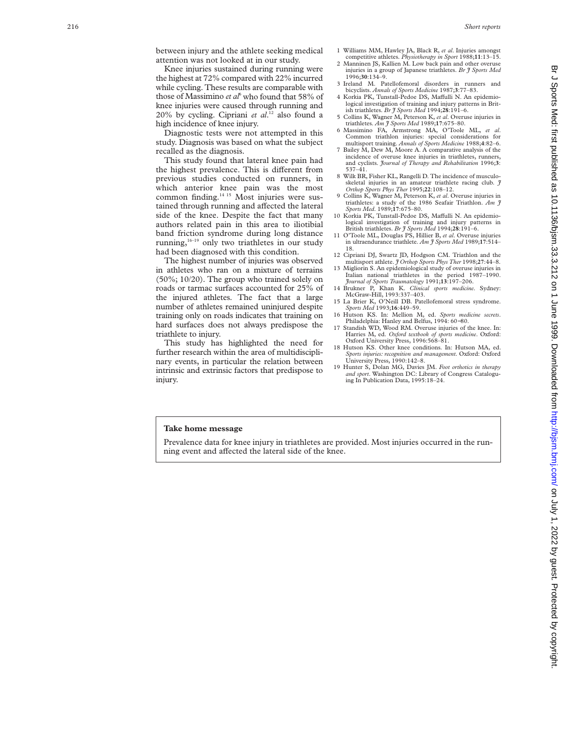between injury and the athlete seeking medical attention was not looked at in our study.

Knee injuries sustained during running were the highest at 72% compared with 22% incurred while cycling. These results are comparable with those of Massimino *et al*[6] who found that 58% of knee injuries were caused through running and 20% by cycling. Cipriani *et al*.[12] also found a high incidence of knee injury.

Diagnostic tests were not attempted in this study. Diagnosis was based on what the subject recalled as the diagnosis.

This study found that lateral knee pain had the highest prevalence. This is different from previous studies conducted on runners, in which anterior knee pain was the most common finding.[14 15] Most injuries were sustained through running and affected the lateral side of the knee. Despite the fact that many authors related pain in this area to iliotibial band friction syndrome during long distance running,[16–19] only two triathletes in our study had been diagnosed with this condition.

The highest number of injuries was observed in athletes who ran on a mixture of terrains (50%; 10/20). The group who trained solely on roads or tarmac surfaces accounted for 25% of the injured athletes. The fact that a large number of athletes remained uninjured despite training only on roads indicates that training on hard surfaces does not always predispose the triathlete to injury.

This study has highlighted the need for further research within the area of multidisciplinary events, in particular the relation between intrinsic and extrinsic factors that predispose to injury.

1 Williams MM, Hawley JA, Black R, *et al*. Injuries amongst competitive athletes. *Physiotherapy in Sport* 1988;**11**:13–15.
2 Manninen JS, Kallien M. Low back pain and other overuse injuries in a group of Japanese triathletes. *Br J Sports Med* 1996;**30**:134–9.
3 Ireland M. Patellofemoral disorders in runners and bicyclists. *Annals of Sports Medicine* 1987;**3**:77–83.
4 Korkia PK, Tunstall-Pedoe DS, Maffulli N. An epidemiological investigation of training and injury patterns in British triathletes. *Br J Sports Med* 1994;**28**:191–6.
5 Collins K, Wagner M, Peterson K, *et al*. Overuse injuries in triathletes. *Am J Sports Med* 1989;**17**:675–80.
6 Massimino FA, Armstrong MA, O'Toole ML, *et al*. Common triathlon injuries: special considerations for multisport training. *Annals of Sports Medicine* 1988;**4**:82–6.
7 Bailey M, Dew M, Moore A. A comparative analysis of the incidence of overuse knee injuries in triathletes, runners, and cyclists. *Journal of Therapy and Rehabilitation* 1996;**3**: 537–41.
8 Wilk BR, Fisher KL, Rangelli D. The incidence of musculoskeletal injuries in an amateur triathlete racing club. *J Orthop Sports Phys Ther* 1995;**22**:108–12.
9 Collins K, Wagner M, Peterson K, *et al*. Overuse injuries in triathletes: a study of the 1986 Seafair Triathlon. *Am J Sports Med*. 1989;**17**:675–80.
10 Korkia PK, Tunstall-Pedoe DS, Maffulli N. An epidemiological investigation of training and injury patterns in British triathletes. *Br J Sports Med* 1994;**28**:191–6.
11 O'Toole ML, Douglas PS, Hillier B, *et al*. Overuse injuries in ultraendurance triathlete. *Am J Sports Med* 1989;**17**:514–18.
12 Cipriani DJ, Swartz JD, Hodgson CM. Triathlon and the multisport athlete. *J Orthop Sports Phys Ther* 1998;**27**:44–8.
13 Migliorin S. An epidemiological study of overuse injuries in Italian national triathletes in the period 1987–1990. *Journal of Sports Traumatology* 1991;**13**:197–206.
14 Brukner P, Khan K. *Clinical sports medicine*. Sydney: McGraw-Hill, 1993:337–403.
15 La Brier K, O'Neill DB. Patellofemoral stress syndrome. *Sports Med* 1993;**16**:449–59.
16 Hutson KS. In: Mellion M, ed. *Sports medicine secrets*. Philadelphia: Hanley and Belfus, 1994: 60–80.
17 Standish WD, Wood RM. Overuse injuries of the knee. In: Harries M, ed. *Oxford textbook of sports medicine*. Oxford: Oxford University Press, 1996:568–81.
18 Hutson KS. Other knee conditions. In: Hutson MA, ed. *Sports injuries: recognition and management*. Oxford: Oxford University Press, 1990:142–8.
19 Hunter S, Dolan MG, Davies JM. *Foot orthotics in therapy and sport*. Washington DC: Library of Congress Cataloguing In Publication Data, 1995:18–24.

**Take home message**

Prevalence data for knee injury in triathletes are provided. Most injuries occurred in the running event and affected the lateral side of the knee.